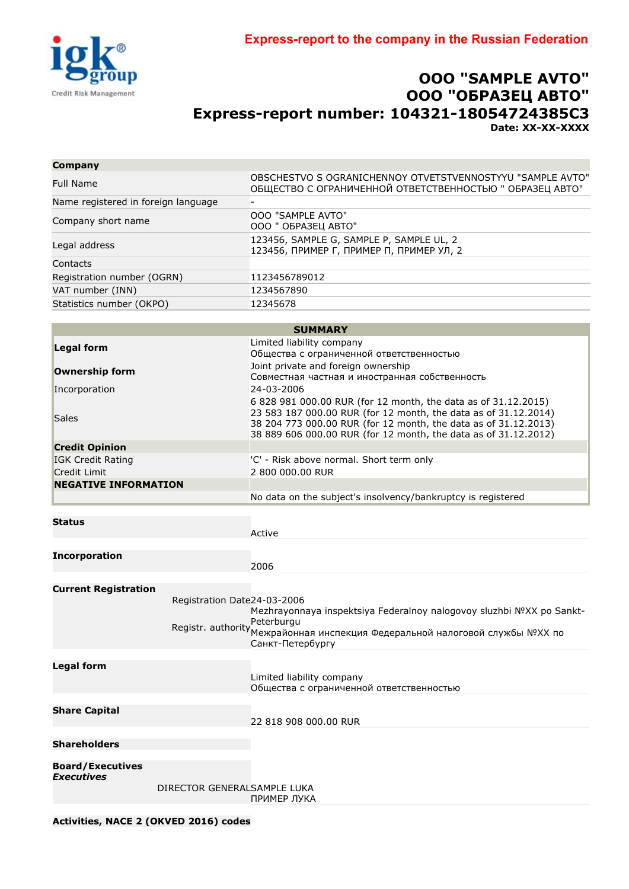Express-report to the company in the Russian Federation

# OOO "SAMPLE AVTO"
# ООО "ОБРАЗЕЦ АВТО"
# Express-report number: 104321-18054724385C3

**Date: XX-XX-XXXX**

| **Company** | |
|---|---|
| Full Name | OBSCHESTVO S OGRANICHENNOY OTVETSTVENNOSTYYU "SAMPLE AVTO"<br>ОБЩЕСТВО С ОГРАНИЧЕННОЙ ОТВЕТСТВЕННОСТЬЮ " ОБРАЗЕЦ АВТО" |
| Name registered in foreign language | - |
| Company short name | OOO "SAMPLE AVTO"<br>ООО " ОБРАЗЕЦ АВТО" |
| Legal address | 123456, SAMPLE G, SAMPLE P, SAMPLE UL, 2<br>123456, ПРИМЕР Г, ПРИМЕР П, ПРИМЕР УЛ, 2 |
| Contacts | |
| Registration number (OGRN) | 1123456789012 |
| VAT number (INN) | 1234567890 |
| Statistics number (OKPO) | 12345678 |

| **SUMMARY** | |
|---|---|
| **Legal form** | Limited liability company<br>Общества с ограниченной ответственностью |
| **Ownership form** | Joint private and foreign ownership<br>Совместная частная и иностранная собственность |
| Incorporation | 24-03-2006 |
| Sales | 6 828 981 000.00 RUR (for 12 month, the data as of 31.12.2015)<br>23 583 187 000.00 RUR (for 12 month, the data as of 31.12.2014)<br>38 204 773 000.00 RUR (for 12 month, the data as of 31.12.2013)<br>38 889 606 000.00 RUR (for 12 month, the data as of 31.12.2012) |
| **Credit Opinion** | |
| IGK Credit Rating | 'C' - Risk above normal. Short term only |
| Credit Limit | 2 800 000.00 RUR |
| **NEGATIVE INFORMATION** | |
| | No data on the subject's insolvency/bankruptcy is registered |

| | | |
|---|---|---|
| **Status** | | Active |
| **Incorporation** | | 2006 |
| **Current Registration** | Registration Date | 24-03-2006 |
| | Registr. authority | Mezhrayonnaya inspektsiya Federalnoy nalogovoy sluzhbi №XX po Sankt-Peterburgu<br>Межрайонная инспекция Федеральной налоговой службы №XX по Санкт-Петербургу |
| **Legal form** | | Limited liability company<br>Общества с ограниченной ответственностью |
| **Share Capital** | | 22 818 908 000.00 RUR |
| **Shareholders** | | |
| **Board/Executives**<br>***Executives*** | | |
| | DIRECTOR GENERAL | SAMPLE LUKA<br>ПРИМЕР ЛУКА |

**Activities, NACE 2 (OKVED 2016) codes**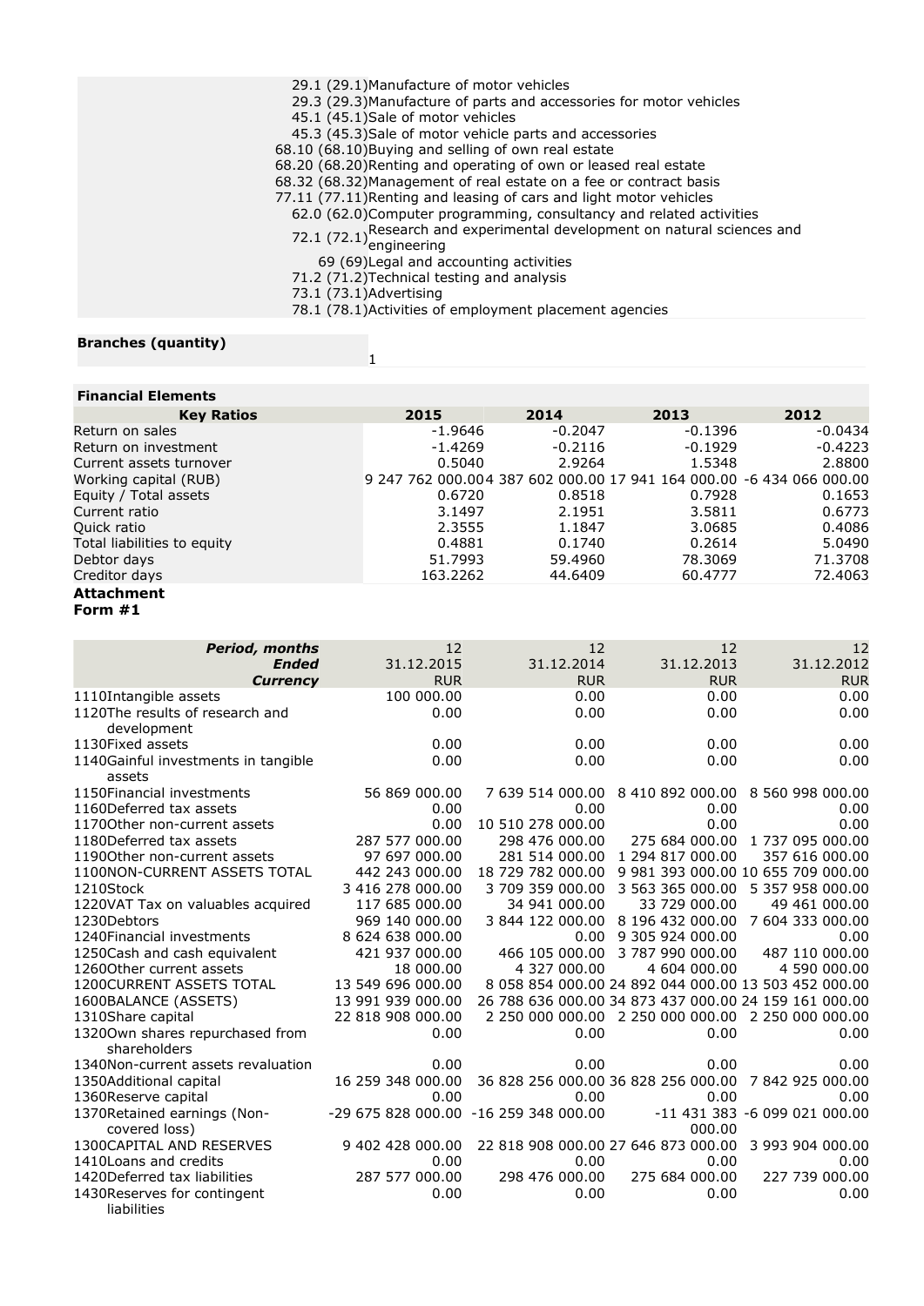| | |
|---|---|
| | 29.1 (29.1)Manufacture of motor vehicles |
| | 29.3 (29.3)Manufacture of parts and accessories for motor vehicles |
| | 45.1 (45.1)Sale of motor vehicles |
| | 45.3 (45.3)Sale of motor vehicle parts and accessories |
| | 68.10 (68.10)Buying and selling of own real estate |
| | 68.20 (68.20)Renting and operating of own or leased real estate |
| | 68.32 (68.32)Management of real estate on a fee or contract basis |
| | 77.11 (77.11)Renting and leasing of cars and light motor vehicles |
| | 62.0 (62.0)Computer programming, consultancy and related activities |
| | 72.1 (72.1)Research and experimental development on natural sciences and engineering |
| | 69 (69)Legal and accounting activities |
| | 71.2 (71.2)Technical testing and analysis |
| | 73.1 (73.1)Advertising |
| | 78.1 (78.1)Activities of employment placement agencies |

| **Branches (quantity)** | 1 |
|---|---|

**Financial Elements**

| Key Ratios | 2015 | 2014 | 2013 | 2012 |
|---|---|---|---|---|
| Return on sales | -1.9646 | -0.2047 | -0.1396 | -0.0434 |
| Return on investment | -1.4269 | -0.2116 | -0.1929 | -0.4223 |
| Current assets turnover | 0.5040 | 2.9264 | 1.5348 | 2.8800 |
| Working capital (RUB) | 9 247 762 000.00 | 4 387 602 000.00 | 17 941 164 000.00 | -6 434 066 000.00 |
| Equity / Total assets | 0.6720 | 0.8518 | 0.7928 | 0.1653 |
| Current ratio | 3.1497 | 2.1951 | 3.5811 | 0.6773 |
| Quick ratio | 2.3555 | 1.1847 | 3.0685 | 0.4086 |
| Total liabilities to equity | 0.4881 | 0.1740 | 0.2614 | 5.0490 |
| Debtor days | 51.7993 | 59.4960 | 78.3069 | 71.3708 |
| Creditor days | 163.2262 | 44.6409 | 60.4777 | 72.4063 |

**Attachment**
**Form #1**

| ***Period, months*** | 12 | 12 | 12 | 12 |
|---|---|---|---|---|
| ***Ended*** | 31.12.2015 | 31.12.2014 | 31.12.2013 | 31.12.2012 |
| ***Currency*** | RUR | RUR | RUR | RUR |
| 1110Intangible assets | 100 000.00 | 0.00 | 0.00 | 0.00 |
| 1120The results of research and development | 0.00 | 0.00 | 0.00 | 0.00 |
| 1130Fixed assets | 0.00 | 0.00 | 0.00 | 0.00 |
| 1140Gainful investments in tangible assets | 0.00 | 0.00 | 0.00 | 0.00 |
| 1150Financial investments | 56 869 000.00 | 7 639 514 000.00 | 8 410 892 000.00 | 8 560 998 000.00 |
| 1160Deferred tax assets | 0.00 | 0.00 | 0.00 | 0.00 |
| 1170Other non-current assets | 0.00 | 10 510 278 000.00 | 0.00 | 0.00 |
| 1180Deferred tax assets | 287 577 000.00 | 298 476 000.00 | 275 684 000.00 | 1 737 095 000.00 |
| 1190Other non-current assets | 97 697 000.00 | 281 514 000.00 | 1 294 817 000.00 | 357 616 000.00 |
| 1100NON-CURRENT ASSETS TOTAL | 442 243 000.00 | 18 729 782 000.00 | 9 981 393 000.00 | 10 655 709 000.00 |
| 1210Stock | 3 416 278 000.00 | 3 709 359 000.00 | 3 563 365 000.00 | 5 357 958 000.00 |
| 1220VAT Tax on valuables acquired | 117 685 000.00 | 34 941 000.00 | 33 729 000.00 | 49 461 000.00 |
| 1230Debtors | 969 140 000.00 | 3 844 122 000.00 | 8 196 432 000.00 | 7 604 333 000.00 |
| 1240Financial investments | 8 624 638 000.00 | 0.00 | 9 305 924 000.00 | 0.00 |
| 1250Cash and cash equivalent | 421 937 000.00 | 466 105 000.00 | 3 787 990 000.00 | 487 110 000.00 |
| 1260Other current assets | 18 000.00 | 4 327 000.00 | 4 604 000.00 | 4 590 000.00 |
| 1200CURRENT ASSETS TOTAL | 13 549 696 000.00 | 8 058 854 000.00 | 24 892 044 000.00 | 13 503 452 000.00 |
| 1600BALANCE (ASSETS) | 13 991 939 000.00 | 26 788 636 000.00 | 34 873 437 000.00 | 24 159 161 000.00 |
| 1310Share capital | 22 818 908 000.00 | 2 250 000 000.00 | 2 250 000 000.00 | 2 250 000 000.00 |
| 1320Own shares repurchased from shareholders | 0.00 | 0.00 | 0.00 | 0.00 |
| 1340Non-current assets revaluation | 0.00 | 0.00 | 0.00 | 0.00 |
| 1350Additional capital | 16 259 348 000.00 | 36 828 256 000.00 | 36 828 256 000.00 | 7 842 925 000.00 |
| 1360Reserve capital | 0.00 | 0.00 | 0.00 | 0.00 |
| 1370Retained earnings (Non-covered loss) | -29 675 828 000.00 | -16 259 348 000.00 | -11 431 383 000.00 | -6 099 021 000.00 |
| 1300CAPITAL AND RESERVES | 9 402 428 000.00 | 22 818 908 000.00 | 27 646 873 000.00 | 3 993 904 000.00 |
| 1410Loans and credits | 0.00 | 0.00 | 0.00 | 0.00 |
| 1420Deferred tax liabilities | 287 577 000.00 | 298 476 000.00 | 275 684 000.00 | 227 739 000.00 |
| 1430Reserves for contingent liabilities | 0.00 | 0.00 | 0.00 | 0.00 |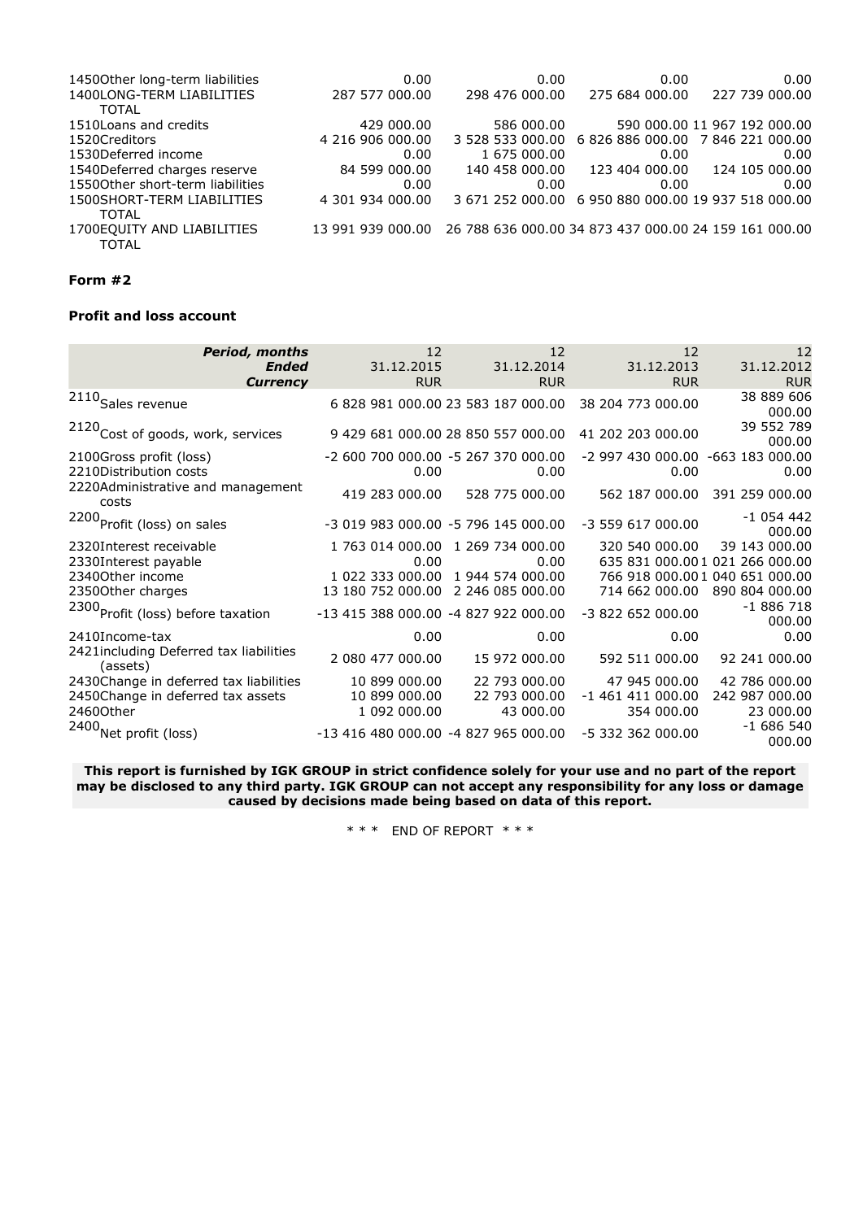| | | | | |
|---|---|---|---|---|
| 1450Other long-term liabilities | 0.00 | 0.00 | 0.00 | 0.00 |
| 1400LONG-TERM LIABILITIES TOTAL | 287 577 000.00 | 298 476 000.00 | 275 684 000.00 | 227 739 000.00 |
| 1510Loans and credits | 429 000.00 | 586 000.00 | 590 000.00 | 11 967 192 000.00 |
| 1520Creditors | 4 216 906 000.00 | 3 528 533 000.00 | 6 826 886 000.00 | 7 846 221 000.00 |
| 1530Deferred income | 0.00 | 1 675 000.00 | 0.00 | 0.00 |
| 1540Deferred charges reserve | 84 599 000.00 | 140 458 000.00 | 123 404 000.00 | 124 105 000.00 |
| 1550Other short-term liabilities | 0.00 | 0.00 | 0.00 | 0.00 |
| 1500SHORT-TERM LIABILITIES TOTAL | 4 301 934 000.00 | 3 671 252 000.00 | 6 950 880 000.00 | 19 937 518 000.00 |
| 1700EQUITY AND LIABILITIES TOTAL | 13 991 939 000.00 | 26 788 636 000.00 | 34 873 437 000.00 | 24 159 161 000.00 |

**Form #2**

**Profit and loss account**

| ***Period, months*** | 12 | 12 | 12 | 12 |
|---|---|---|---|---|
| ***Ended*** | 31.12.2015 | 31.12.2014 | 31.12.2013 | 31.12.2012 |
| ***Currency*** | RUR | RUR | RUR | RUR |
| 2110Sales revenue | 6 828 981 000.00 | 23 583 187 000.00 | 38 204 773 000.00 | 38 889 606 000.00 |
| 2120Cost of goods, work, services | 9 429 681 000.00 | 28 850 557 000.00 | 41 202 203 000.00 | 39 552 789 000.00 |
| 2100Gross profit (loss) | -2 600 700 000.00 | -5 267 370 000.00 | -2 997 430 000.00 | -663 183 000.00 |
| 2210Distribution costs | 0.00 | 0.00 | 0.00 | 0.00 |
| 2220Administrative and management costs | 419 283 000.00 | 528 775 000.00 | 562 187 000.00 | 391 259 000.00 |
| 2200Profit (loss) on sales | -3 019 983 000.00 | -5 796 145 000.00 | -3 559 617 000.00 | -1 054 442 000.00 |
| 2320Interest receivable | 1 763 014 000.00 | 1 269 734 000.00 | 320 540 000.00 | 39 143 000.00 |
| 2330Interest payable | 0.00 | 0.00 | 635 831 000.00 | 1 021 266 000.00 |
| 2340Other income | 1 022 333 000.00 | 1 944 574 000.00 | 766 918 000.00 | 1 040 651 000.00 |
| 2350Other charges | 13 180 752 000.00 | 2 246 085 000.00 | 714 662 000.00 | 890 804 000.00 |
| 2300Profit (loss) before taxation | -13 415 388 000.00 | -4 827 922 000.00 | -3 822 652 000.00 | -1 886 718 000.00 |
| 2410Income-tax | 0.00 | 0.00 | 0.00 | 0.00 |
| 2421including Deferred tax liabilities (assets) | 2 080 477 000.00 | 15 972 000.00 | 592 511 000.00 | 92 241 000.00 |
| 2430Change in deferred tax liabilities | 10 899 000.00 | 22 793 000.00 | 47 945 000.00 | 42 786 000.00 |
| 2450Change in deferred tax assets | 10 899 000.00 | 22 793 000.00 | -1 461 411 000.00 | 242 987 000.00 |
| 2460Other | 1 092 000.00 | 43 000.00 | 354 000.00 | 23 000.00 |
| 2400Net profit (loss) | -13 416 480 000.00 | -4 827 965 000.00 | -5 332 362 000.00 | -1 686 540 000.00 |

**This report is furnished by IGK GROUP in strict confidence solely for your use and no part of the report may be disclosed to any third party. IGK GROUP can not accept any responsibility for any loss or damage caused by decisions made being based on data of this report.**

\* \* \* END OF REPORT \* \* \*